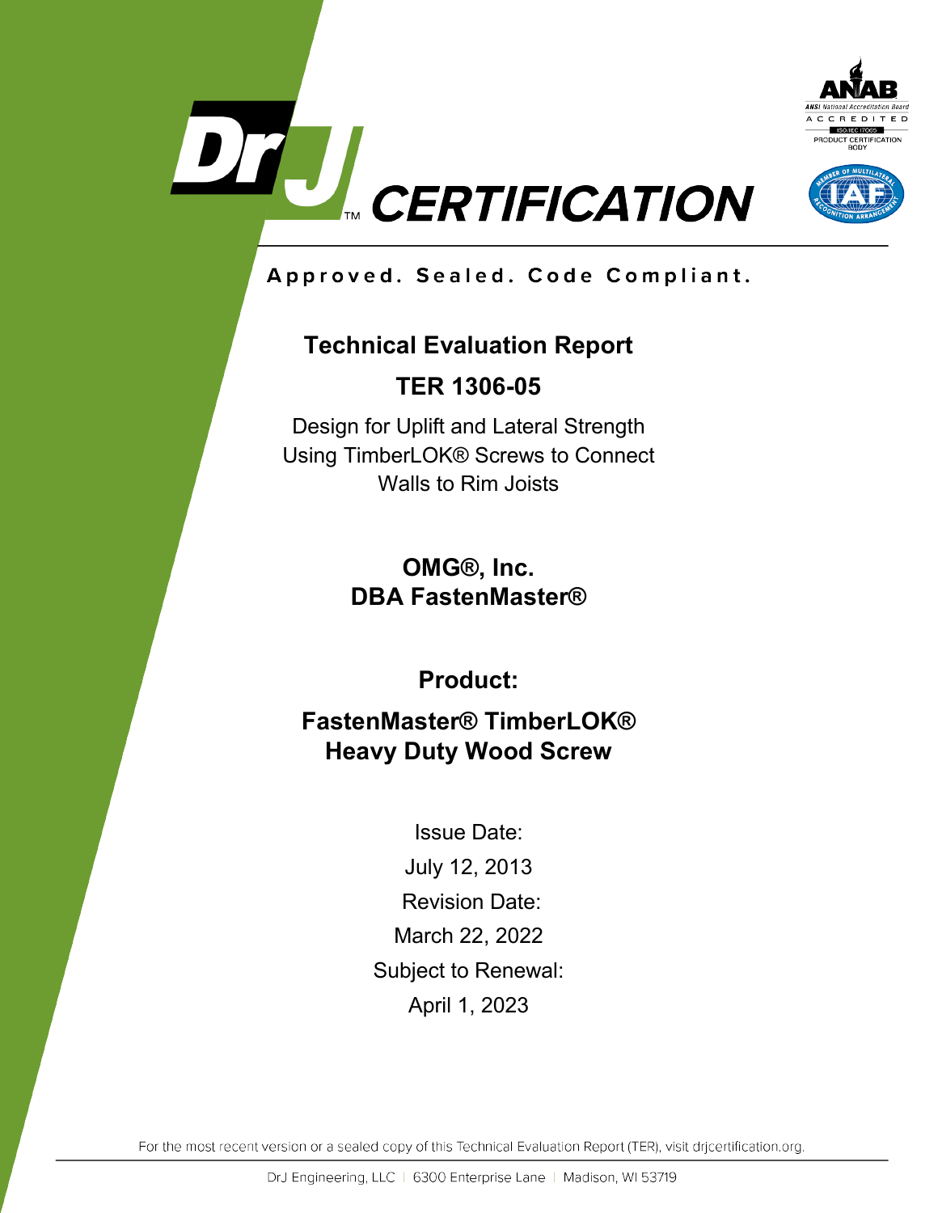DrJ CERTIFICATION

Approved. Sealed. Code Compliant.

# Technical Evaluation Report

## TER 1306-05

Design for Uplift and Lateral Strength Using TimberLOK® Screws to Connect Walls to Rim Joists

**OMG®, Inc.**
**DBA FastenMaster®**

**Product:**

**FastenMaster® TimberLOK® Heavy Duty Wood Screw**

Issue Date:
July 12, 2013
Revision Date:
March 22, 2022
Subject to Renewal:
April 1, 2023

For the most recent version or a sealed copy of this Technical Evaluation Report (TER), visit drjcertification.org.

DrJ Engineering, LLC | 6300 Enterprise Lane | Madison, WI 53719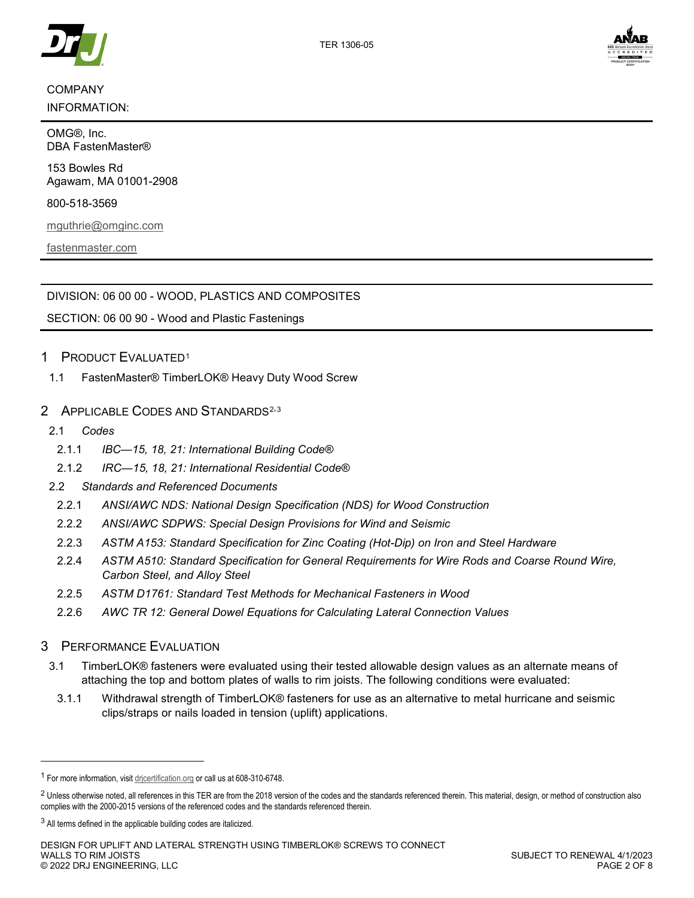COMPANY INFORMATION:

OMG®, Inc.
DBA FastenMaster®

153 Bowles Rd
Agawam, MA 01001-2908

800-518-3569

mguthrie@omginc.com

fastenmaster.com

DIVISION: 06 00 00 - WOOD, PLASTICS AND COMPOSITES

SECTION: 06 00 90 - Wood and Plastic Fastenings

# 1 PRODUCT EVALUATED[1]

1.1 FastenMaster® TimberLOK® Heavy Duty Wood Screw

# 2 APPLICABLE CODES AND STANDARDS[2,3]

2.1 *Codes*

2.1.1 *IBC—15, 18, 21: International Building Code®*

2.1.2 *IRC—15, 18, 21: International Residential Code®*

2.2 *Standards and Referenced Documents*

2.2.1 *ANSI/AWC NDS: National Design Specification (NDS) for Wood Construction*

2.2.2 *ANSI/AWC SDPWS: Special Design Provisions for Wind and Seismic*

2.2.3 *ASTM A153: Standard Specification for Zinc Coating (Hot-Dip) on Iron and Steel Hardware*

2.2.4 *ASTM A510: Standard Specification for General Requirements for Wire Rods and Coarse Round Wire, Carbon Steel, and Alloy Steel*

2.2.5 *ASTM D1761: Standard Test Methods for Mechanical Fasteners in Wood*

2.2.6 *AWC TR 12: General Dowel Equations for Calculating Lateral Connection Values*

# 3 PERFORMANCE EVALUATION

3.1 TimberLOK® fasteners were evaluated using their tested allowable design values as an alternate means of attaching the top and bottom plates of walls to rim joists. The following conditions were evaluated:

3.1.1 Withdrawal strength of TimberLOK® fasteners for use as an alternative to metal hurricane and seismic clips/straps or nails loaded in tension (uplift) applications.

---

[1] For more information, visit drjcertification.org or call us at 608-310-6748.

[2] Unless otherwise noted, all references in this TER are from the 2018 version of the codes and the standards referenced therein. This material, design, or method of construction also complies with the 2000-2015 versions of the referenced codes and the standards referenced therein.

[3] All terms defined in the applicable building codes are italicized.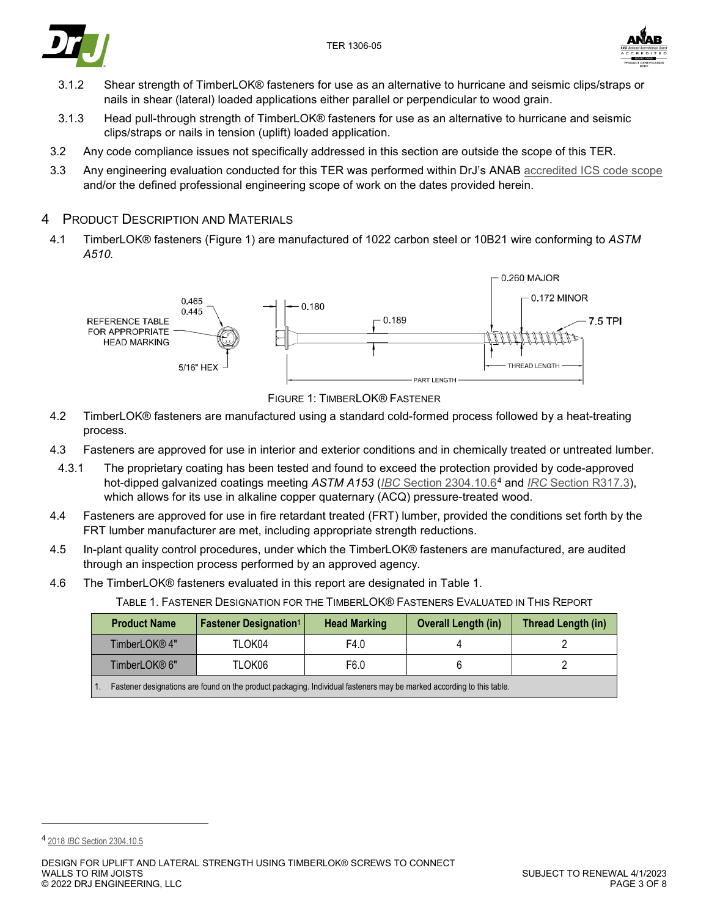3.1.2 Shear strength of TimberLOK® fasteners for use as an alternative to hurricane and seismic clips/straps or nails in shear (lateral) loaded applications either parallel or perpendicular to wood grain.

3.1.3 Head pull-through strength of TimberLOK® fasteners for use as an alternative to hurricane and seismic clips/straps or nails in tension (uplift) loaded application.

3.2 Any code compliance issues not specifically addressed in this section are outside the scope of this TER.

3.3 Any engineering evaluation conducted for this TER was performed within DrJ's ANAB accredited ICS code scope and/or the defined professional engineering scope of work on the dates provided herein.

## 4 Product Description and Materials

4.1 TimberLOK® fasteners (Figure 1) are manufactured of 1022 carbon steel or 10B21 wire conforming to *ASTM A510.*

FIGURE 1: TIMBERLOK® FASTENER

4.2 TimberLOK® fasteners are manufactured using a standard cold-formed process followed by a heat-treating process.

4.3 Fasteners are approved for use in interior and exterior conditions and in chemically treated or untreated lumber.

4.3.1 The proprietary coating has been tested and found to exceed the protection provided by code-approved hot-dipped galvanized coatings meeting *ASTM A153* (*IBC* Section 2304.10.6[4] and *IRC* Section R317.3), which allows for its use in alkaline copper quaternary (ACQ) pressure-treated wood.

4.4 Fasteners are approved for use in fire retardant treated (FRT) lumber, provided the conditions set forth by the FRT lumber manufacturer are met, including appropriate strength reductions.

4.5 In-plant quality control procedures, under which the TimberLOK® fasteners are manufactured, are audited through an inspection process performed by an approved agency.

4.6 The TimberLOK® fasteners evaluated in this report are designated in Table 1.

TABLE 1. FASTENER DESIGNATION FOR THE TIMBERLOK® FASTENERS EVALUATED IN THIS REPORT

| Product Name | Fastener Designation[1] | Head Marking | Overall Length (in) | Thread Length (in) |
|---|---|---|---|---|
| TimberLOK® 4" | TLOK04 | F4.0 | 4 | 2 |
| TimberLOK® 6" | TLOK06 | F6.0 | 6 | 2 |

1. Fastener designations are found on the product packaging. Individual fasteners may be marked according to this table.

[4] 2018 *IBC* Section 2304.10.5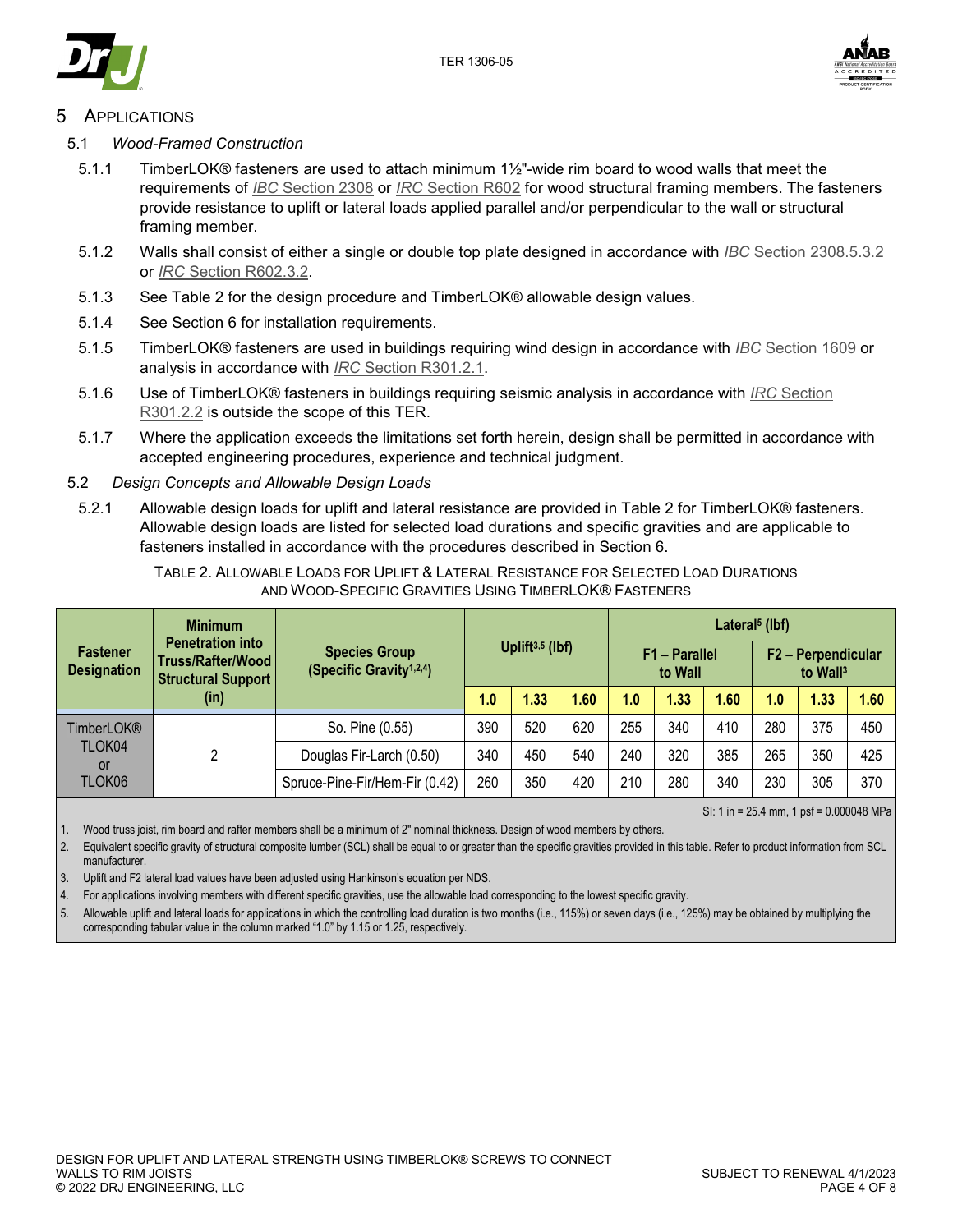# 5 Applications

## 5.1 *Wood-Framed Construction*

5.1.1 TimberLOK® fasteners are used to attach minimum 1½"-wide rim board to wood walls that meet the requirements of *IBC* Section 2308 or *IRC* Section R602 for wood structural framing members. The fasteners provide resistance to uplift or lateral loads applied parallel and/or perpendicular to the wall or structural framing member.

5.1.2 Walls shall consist of either a single or double top plate designed in accordance with *IBC* Section 2308.5.3.2 or *IRC* Section R602.3.2.

5.1.3 See Table 2 for the design procedure and TimberLOK® allowable design values.

5.1.4 See Section 6 for installation requirements.

5.1.5 TimberLOK® fasteners are used in buildings requiring wind design in accordance with *IBC* Section 1609 or analysis in accordance with *IRC* Section R301.2.1.

5.1.6 Use of TimberLOK® fasteners in buildings requiring seismic analysis in accordance with *IRC* Section R301.2.2 is outside the scope of this TER.

5.1.7 Where the application exceeds the limitations set forth herein, design shall be permitted in accordance with accepted engineering procedures, experience and technical judgment.

## 5.2 *Design Concepts and Allowable Design Loads*

5.2.1 Allowable design loads for uplift and lateral resistance are provided in Table 2 for TimberLOK® fasteners. Allowable design loads are listed for selected load durations and specific gravities and are applicable to fasteners installed in accordance with the procedures described in Section 6.

Table 2. Allowable Loads for Uplift & Lateral Resistance for Selected Load Durations and Wood-Specific Gravities Using TimberLOK® Fasteners

| Fastener Designation | Minimum Penetration into Truss/Rafter/Wood Structural Support (in) | Species Group (Specific Gravity[1,2,4]) | Uplift[3,5] (lbf) | | | Lateral[5] (lbf) | | | | | |
|---|---|---|---|---|---|---|---|---|---|---|---|
| | | | | | | F1 – Parallel to Wall | | | F2 – Perpendicular to Wall[3] | | |
| | | | 1.0 | 1.33 | 1.60 | 1.0 | 1.33 | 1.60 | 1.0 | 1.33 | 1.60 |
| TimberLOK® TLOK04 or TLOK06 | 2 | So. Pine (0.55) | 390 | 520 | 620 | 255 | 340 | 410 | 280 | 375 | 450 |
| | | Douglas Fir-Larch (0.50) | 340 | 450 | 540 | 240 | 320 | 385 | 265 | 350 | 425 |
| | | Spruce-Pine-Fir/Hem-Fir (0.42) | 260 | 350 | 420 | 210 | 280 | 340 | 230 | 305 | 370 |

SI: 1 in = 25.4 mm, 1 psf = 0.000048 MPa

1. Wood truss joist, rim board and rafter members shall be a minimum of 2" nominal thickness. Design of wood members by others.
2. Equivalent specific gravity of structural composite lumber (SCL) shall be equal to or greater than the specific gravities provided in this table. Refer to product information from SCL manufacturer.
3. Uplift and F2 lateral load values have been adjusted using Hankinson's equation per NDS.
4. For applications involving members with different specific gravities, use the allowable load corresponding to the lowest specific gravity.
5. Allowable uplift and lateral loads for applications in which the controlling load duration is two months (i.e., 115%) or seven days (i.e., 125%) may be obtained by multiplying the corresponding tabular value in the column marked "1.0" by 1.15 or 1.25, respectively.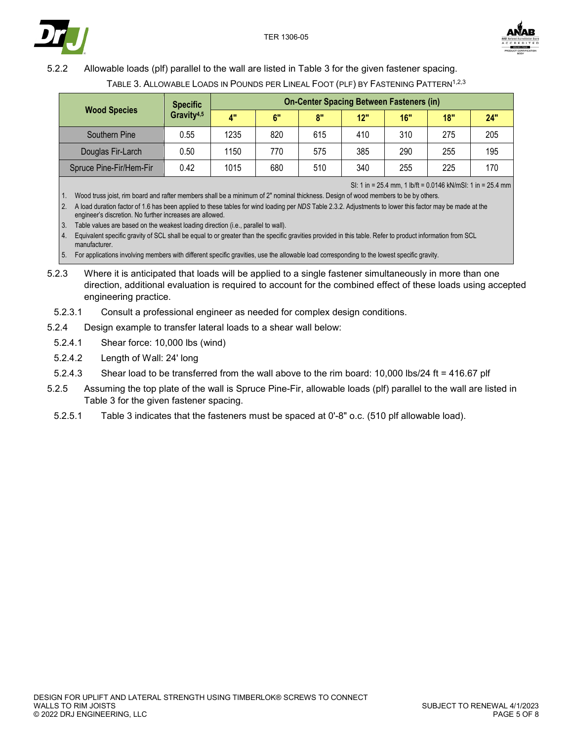5.2.2 Allowable loads (plf) parallel to the wall are listed in Table 3 for the given fastener spacing.

TABLE 3. ALLOWABLE LOADS IN POUNDS PER LINEAL FOOT (PLF) BY FASTENING PATTERN[1,2,3]

| Wood Species | Specific Gravity[4,5] | On-Center Spacing Between Fasteners (in) | | | | | | |
|---|---|---|---|---|---|---|---|---|
| | | 4" | 6" | 8" | 12" | 16" | 18" | 24" |
| Southern Pine | 0.55 | 1235 | 820 | 615 | 410 | 310 | 275 | 205 |
| Douglas Fir-Larch | 0.50 | 1150 | 770 | 575 | 385 | 290 | 255 | 195 |
| Spruce Pine-Fir/Hem-Fir | 0.42 | 1015 | 680 | 510 | 340 | 255 | 225 | 170 |

SI: 1 in = 25.4 mm, 1 lb/ft = 0.0146 kN/mSI: 1 in = 25.4 mm

1. Wood truss joist, rim board and rafter members shall be a minimum of 2" nominal thickness. Design of wood members to be by others.
2. A load duration factor of 1.6 has been applied to these tables for wind loading per *NDS* Table 2.3.2. Adjustments to lower this factor may be made at the engineer's discretion. No further increases are allowed.
3. Table values are based on the weakest loading direction (i.e., parallel to wall).
4. Equivalent specific gravity of SCL shall be equal to or greater than the specific gravities provided in this table. Refer to product information from SCL manufacturer.
5. For applications involving members with different specific gravities, use the allowable load corresponding to the lowest specific gravity.

5.2.3 Where it is anticipated that loads will be applied to a single fastener simultaneously in more than one direction, additional evaluation is required to account for the combined effect of these loads using accepted engineering practice.

5.2.3.1 Consult a professional engineer as needed for complex design conditions.

5.2.4 Design example to transfer lateral loads to a shear wall below:

5.2.4.1 Shear force: 10,000 lbs (wind)

5.2.4.2 Length of Wall: 24' long

5.2.4.3 Shear load to be transferred from the wall above to the rim board: 10,000 lbs/24 ft = 416.67 plf

5.2.5 Assuming the top plate of the wall is Spruce Pine-Fir, allowable loads (plf) parallel to the wall are listed in Table 3 for the given fastener spacing.

5.2.5.1 Table 3 indicates that the fasteners must be spaced at 0'-8" o.c. (510 plf allowable load).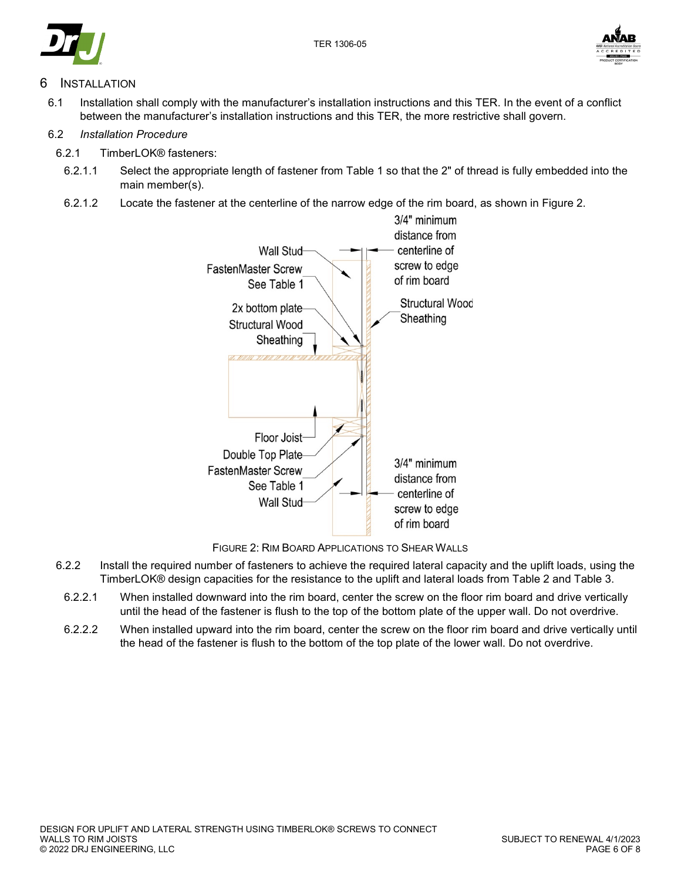# 6 INSTALLATION

6.1 Installation shall comply with the manufacturer's installation instructions and this TER. In the event of a conflict between the manufacturer's installation instructions and this TER, the more restrictive shall govern.

6.2 *Installation Procedure*

6.2.1 TimberLOK® fasteners:

6.2.1.1 Select the appropriate length of fastener from Table 1 so that the 2" of thread is fully embedded into the main member(s).

6.2.1.2 Locate the fastener at the centerline of the narrow edge of the rim board, as shown in Figure 2.

FIGURE 2: RIM BOARD APPLICATIONS TO SHEAR WALLS

6.2.2 Install the required number of fasteners to achieve the required lateral capacity and the uplift loads, using the TimberLOK® design capacities for the resistance to the uplift and lateral loads from Table 2 and Table 3.

6.2.2.1 When installed downward into the rim board, center the screw on the floor rim board and drive vertically until the head of the fastener is flush to the top of the bottom plate of the upper wall. Do not overdrive.

6.2.2.2 When installed upward into the rim board, center the screw on the floor rim board and drive vertically until the head of the fastener is flush to the bottom of the top plate of the lower wall. Do not overdrive.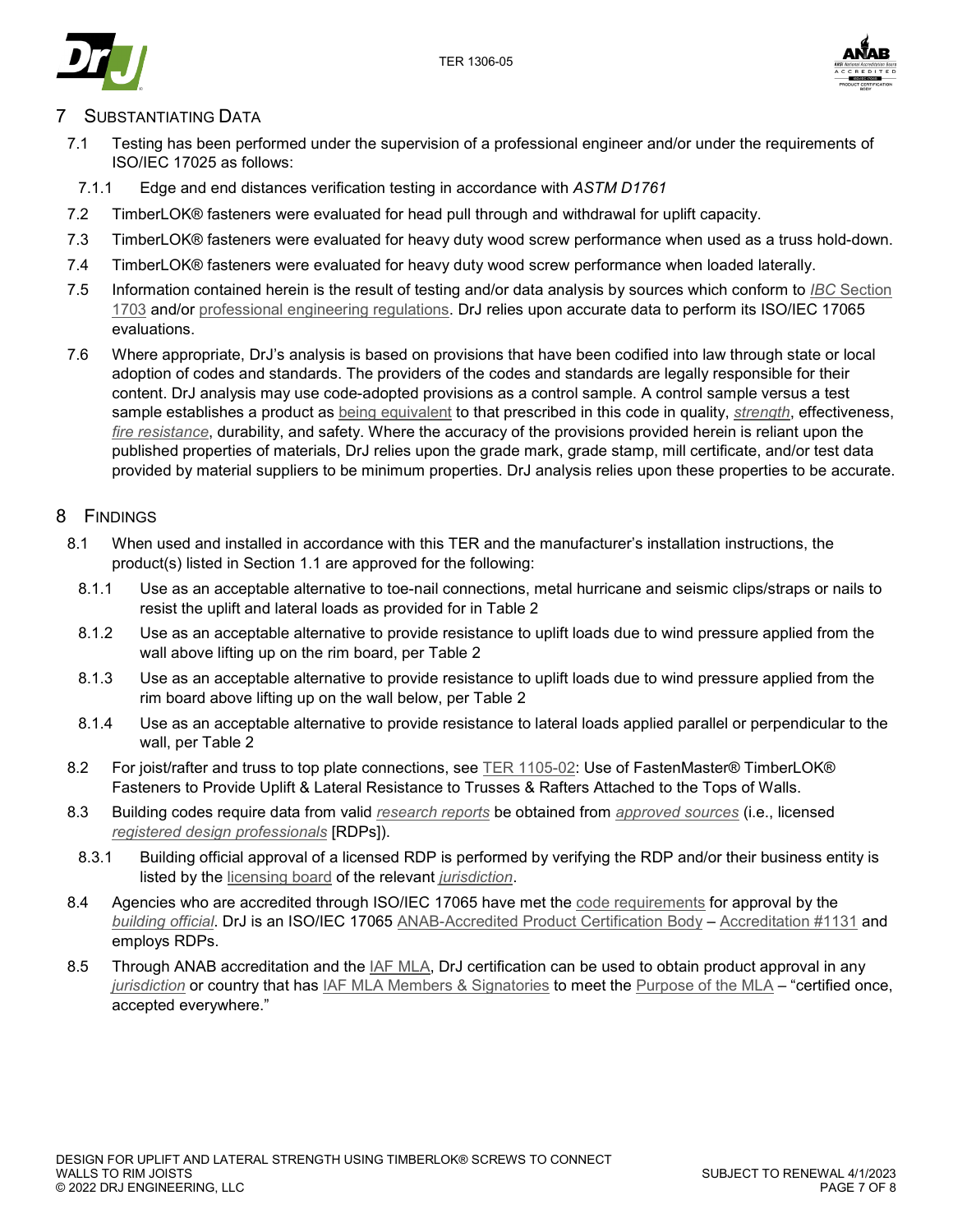## 7 Substantiating Data

7.1 Testing has been performed under the supervision of a professional engineer and/or under the requirements of ISO/IEC 17025 as follows:

7.1.1 Edge and end distances verification testing in accordance with *ASTM D1761*

7.2 TimberLOK® fasteners were evaluated for head pull through and withdrawal for uplift capacity.

7.3 TimberLOK® fasteners were evaluated for heavy duty wood screw performance when used as a truss hold-down.

7.4 TimberLOK® fasteners were evaluated for heavy duty wood screw performance when loaded laterally.

7.5 Information contained herein is the result of testing and/or data analysis by sources which conform to *IBC* Section 1703 and/or professional engineering regulations. DrJ relies upon accurate data to perform its ISO/IEC 17065 evaluations.

7.6 Where appropriate, DrJ's analysis is based on provisions that have been codified into law through state or local adoption of codes and standards. The providers of the codes and standards are legally responsible for their content. DrJ analysis may use code-adopted provisions as a control sample. A control sample versus a test sample establishes a product as being equivalent to that prescribed in this code in quality, *strength*, effectiveness, *fire resistance*, durability, and safety. Where the accuracy of the provisions provided herein is reliant upon the published properties of materials, DrJ relies upon the grade mark, grade stamp, mill certificate, and/or test data provided by material suppliers to be minimum properties. DrJ analysis relies upon these properties to be accurate.

## 8 Findings

8.1 When used and installed in accordance with this TER and the manufacturer's installation instructions, the product(s) listed in Section 1.1 are approved for the following:

8.1.1 Use as an acceptable alternative to toe-nail connections, metal hurricane and seismic clips/straps or nails to resist the uplift and lateral loads as provided for in Table 2

8.1.2 Use as an acceptable alternative to provide resistance to uplift loads due to wind pressure applied from the wall above lifting up on the rim board, per Table 2

8.1.3 Use as an acceptable alternative to provide resistance to uplift loads due to wind pressure applied from the rim board above lifting up on the wall below, per Table 2

8.1.4 Use as an acceptable alternative to provide resistance to lateral loads applied parallel or perpendicular to the wall, per Table 2

8.2 For joist/rafter and truss to top plate connections, see TER 1105-02: Use of FastenMaster® TimberLOK® Fasteners to Provide Uplift & Lateral Resistance to Trusses & Rafters Attached to the Tops of Walls.

8.3 Building codes require data from valid *research reports* be obtained from *approved sources* (i.e., licensed *registered design professionals* [RDPs]).

8.3.1 Building official approval of a licensed RDP is performed by verifying the RDP and/or their business entity is listed by the licensing board of the relevant *jurisdiction*.

8.4 Agencies who are accredited through ISO/IEC 17065 have met the code requirements for approval by the *building official*. DrJ is an ISO/IEC 17065 ANAB-Accredited Product Certification Body – Accreditation #1131 and employs RDPs.

8.5 Through ANAB accreditation and the IAF MLA, DrJ certification can be used to obtain product approval in any *jurisdiction* or country that has IAF MLA Members & Signatories to meet the Purpose of the MLA – "certified once, accepted everywhere."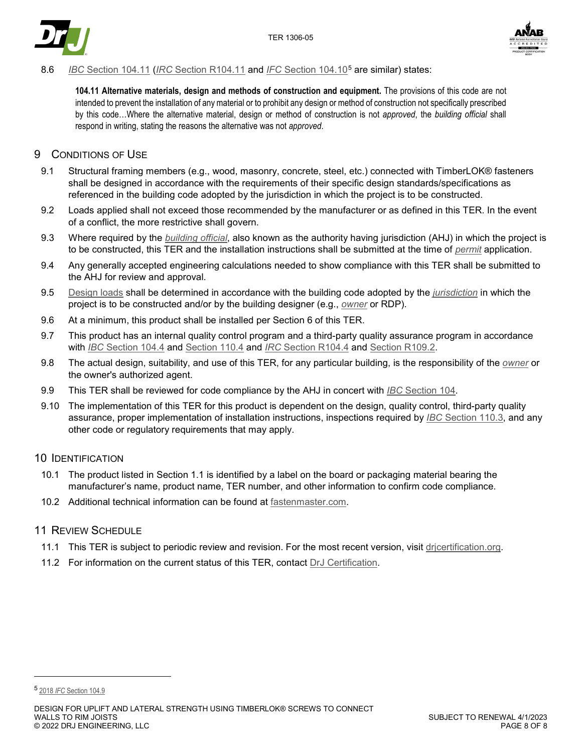8.6 *IBC* Section 104.11 (*IRC* Section R104.11 and *IFC* Section 104.10[5] are similar) states:

> **104.11 Alternative materials, design and methods of construction and equipment.** The provisions of this code are not intended to prevent the installation of any material or to prohibit any design or method of construction not specifically prescribed by this code…Where the alternative material, design or method of construction is not *approved*, the *building official* shall respond in writing, stating the reasons the alternative was not *approved*.

## 9 Conditions of Use

9.1 Structural framing members (e.g., wood, masonry, concrete, steel, etc.) connected with TimberLOK® fasteners shall be designed in accordance with the requirements of their specific design standards/specifications as referenced in the building code adopted by the jurisdiction in which the project is to be constructed.

9.2 Loads applied shall not exceed those recommended by the manufacturer or as defined in this TER. In the event of a conflict, the more restrictive shall govern.

9.3 Where required by the *building official*, also known as the authority having jurisdiction (AHJ) in which the project is to be constructed, this TER and the installation instructions shall be submitted at the time of *permit* application.

9.4 Any generally accepted engineering calculations needed to show compliance with this TER shall be submitted to the AHJ for review and approval.

9.5 Design loads shall be determined in accordance with the building code adopted by the *jurisdiction* in which the project is to be constructed and/or by the building designer (e.g., *owner* or RDP).

9.6 At a minimum, this product shall be installed per Section 6 of this TER.

9.7 This product has an internal quality control program and a third-party quality assurance program in accordance with *IBC* Section 104.4 and Section 110.4 and *IRC* Section R104.4 and Section R109.2.

9.8 The actual design, suitability, and use of this TER, for any particular building, is the responsibility of the *owner* or the owner's authorized agent.

9.9 This TER shall be reviewed for code compliance by the AHJ in concert with *IBC* Section 104.

9.10 The implementation of this TER for this product is dependent on the design, quality control, third-party quality assurance, proper implementation of installation instructions, inspections required by *IBC* Section 110.3, and any other code or regulatory requirements that may apply.

## 10 Identification

10.1 The product listed in Section 1.1 is identified by a label on the board or packaging material bearing the manufacturer's name, product name, TER number, and other information to confirm code compliance.

10.2 Additional technical information can be found at fastenmaster.com.

## 11 Review Schedule

11.1 This TER is subject to periodic review and revision. For the most recent version, visit drjcertification.org.

11.2 For information on the current status of this TER, contact DrJ Certification.

---

[5] 2018 *IFC* Section 104.9